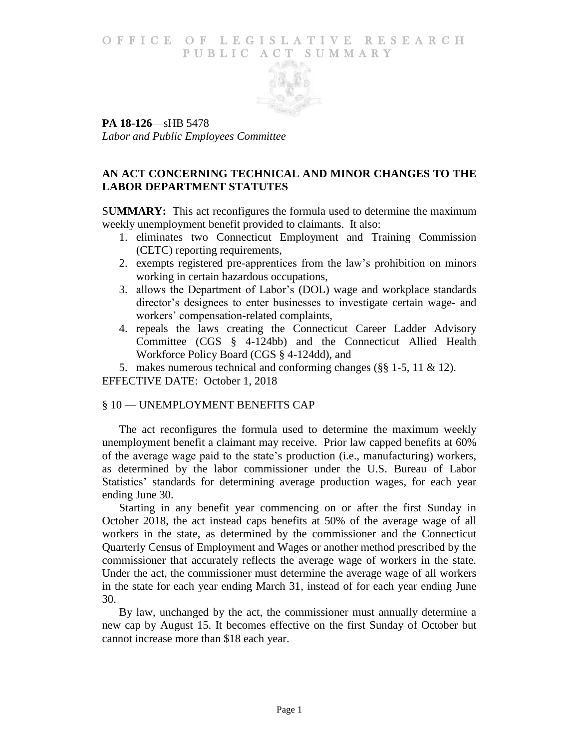# OFFICE OF LEGISLATIVE RESEARCH
## PUBLIC ACT SUMMARY

**PA 18-126**—sHB 5478
*Labor and Public Employees Committee*

### AN ACT CONCERNING TECHNICAL AND MINOR CHANGES TO THE LABOR DEPARTMENT STATUTES

**SUMMARY:** This act reconfigures the formula used to determine the maximum weekly unemployment benefit provided to claimants. It also:

1. eliminates two Connecticut Employment and Training Commission (CETC) reporting requirements,
2. exempts registered pre-apprentices from the law's prohibition on minors working in certain hazardous occupations,
3. allows the Department of Labor's (DOL) wage and workplace standards director's designees to enter businesses to investigate certain wage- and workers' compensation-related complaints,
4. repeals the laws creating the Connecticut Career Ladder Advisory Committee (CGS § 4-124bb) and the Connecticut Allied Health Workforce Policy Board (CGS § 4-124dd), and
5. makes numerous technical and conforming changes (§§ 1-5, 11 & 12).

EFFECTIVE DATE: October 1, 2018

### § 10 — UNEMPLOYMENT BENEFITS CAP

The act reconfigures the formula used to determine the maximum weekly unemployment benefit a claimant may receive. Prior law capped benefits at 60% of the average wage paid to the state's production (i.e., manufacturing) workers, as determined by the labor commissioner under the U.S. Bureau of Labor Statistics' standards for determining average production wages, for each year ending June 30.

Starting in any benefit year commencing on or after the first Sunday in October 2018, the act instead caps benefits at 50% of the average wage of all workers in the state, as determined by the commissioner and the Connecticut Quarterly Census of Employment and Wages or another method prescribed by the commissioner that accurately reflects the average wage of workers in the state. Under the act, the commissioner must determine the average wage of all workers in the state for each year ending March 31, instead of for each year ending June 30.

By law, unchanged by the act, the commissioner must annually determine a new cap by August 15. It becomes effective on the first Sunday of October but cannot increase more than $18 each year.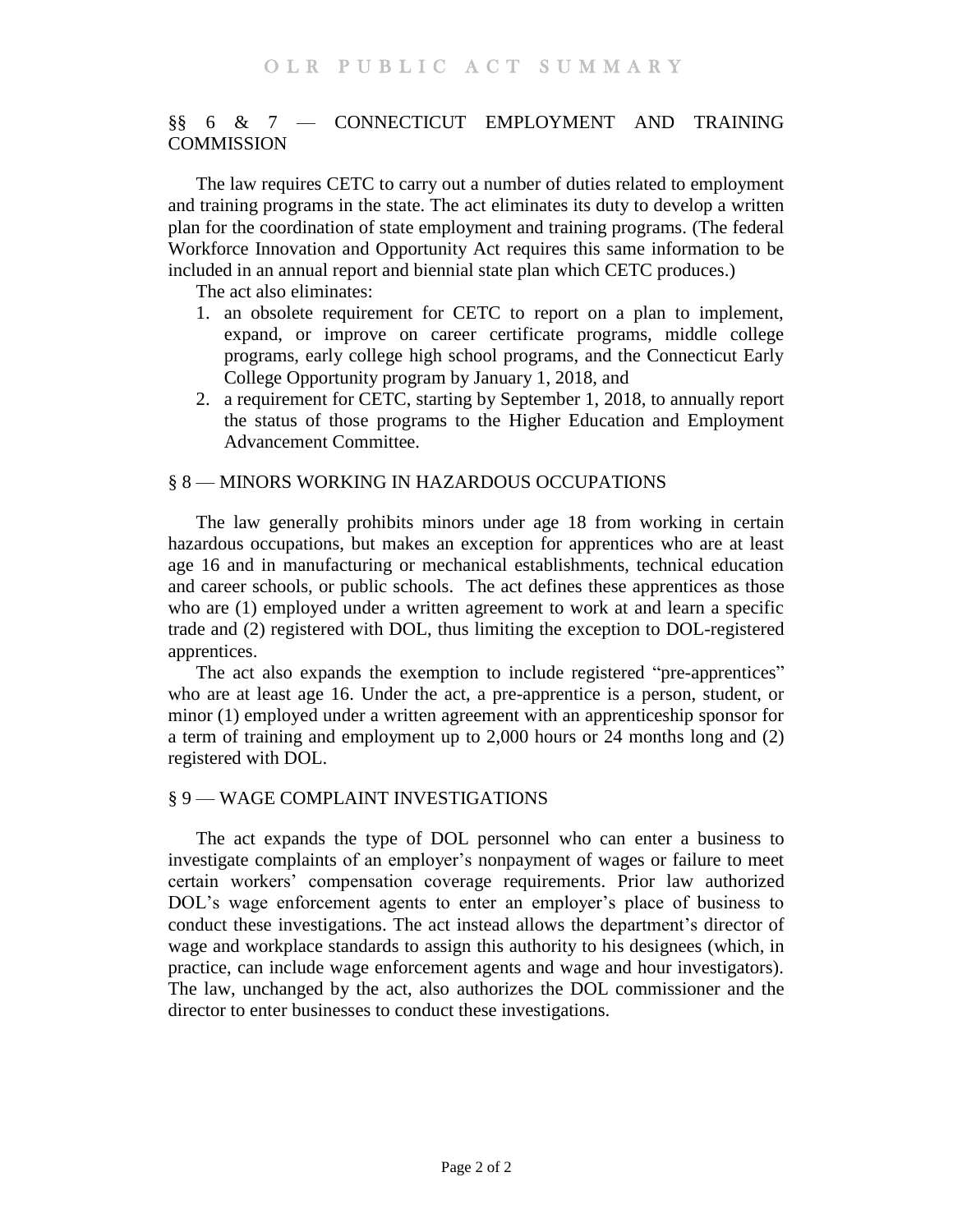## §§ 6 & 7 — CONNECTICUT EMPLOYMENT AND TRAINING COMMISSION

The law requires CETC to carry out a number of duties related to employment and training programs in the state. The act eliminates its duty to develop a written plan for the coordination of state employment and training programs. (The federal Workforce Innovation and Opportunity Act requires this same information to be included in an annual report and biennial state plan which CETC produces.)

The act also eliminates:

1. an obsolete requirement for CETC to report on a plan to implement, expand, or improve on career certificate programs, middle college programs, early college high school programs, and the Connecticut Early College Opportunity program by January 1, 2018, and
2. a requirement for CETC, starting by September 1, 2018, to annually report the status of those programs to the Higher Education and Employment Advancement Committee.

## § 8 — MINORS WORKING IN HAZARDOUS OCCUPATIONS

The law generally prohibits minors under age 18 from working in certain hazardous occupations, but makes an exception for apprentices who are at least age 16 and in manufacturing or mechanical establishments, technical education and career schools, or public schools. The act defines these apprentices as those who are (1) employed under a written agreement to work at and learn a specific trade and (2) registered with DOL, thus limiting the exception to DOL-registered apprentices.

The act also expands the exemption to include registered "pre-apprentices" who are at least age 16. Under the act, a pre-apprentice is a person, student, or minor (1) employed under a written agreement with an apprenticeship sponsor for a term of training and employment up to 2,000 hours or 24 months long and (2) registered with DOL.

## § 9 — WAGE COMPLAINT INVESTIGATIONS

The act expands the type of DOL personnel who can enter a business to investigate complaints of an employer's nonpayment of wages or failure to meet certain workers' compensation coverage requirements. Prior law authorized DOL's wage enforcement agents to enter an employer's place of business to conduct these investigations. The act instead allows the department's director of wage and workplace standards to assign this authority to his designees (which, in practice, can include wage enforcement agents and wage and hour investigators). The law, unchanged by the act, also authorizes the DOL commissioner and the director to enter businesses to conduct these investigations.